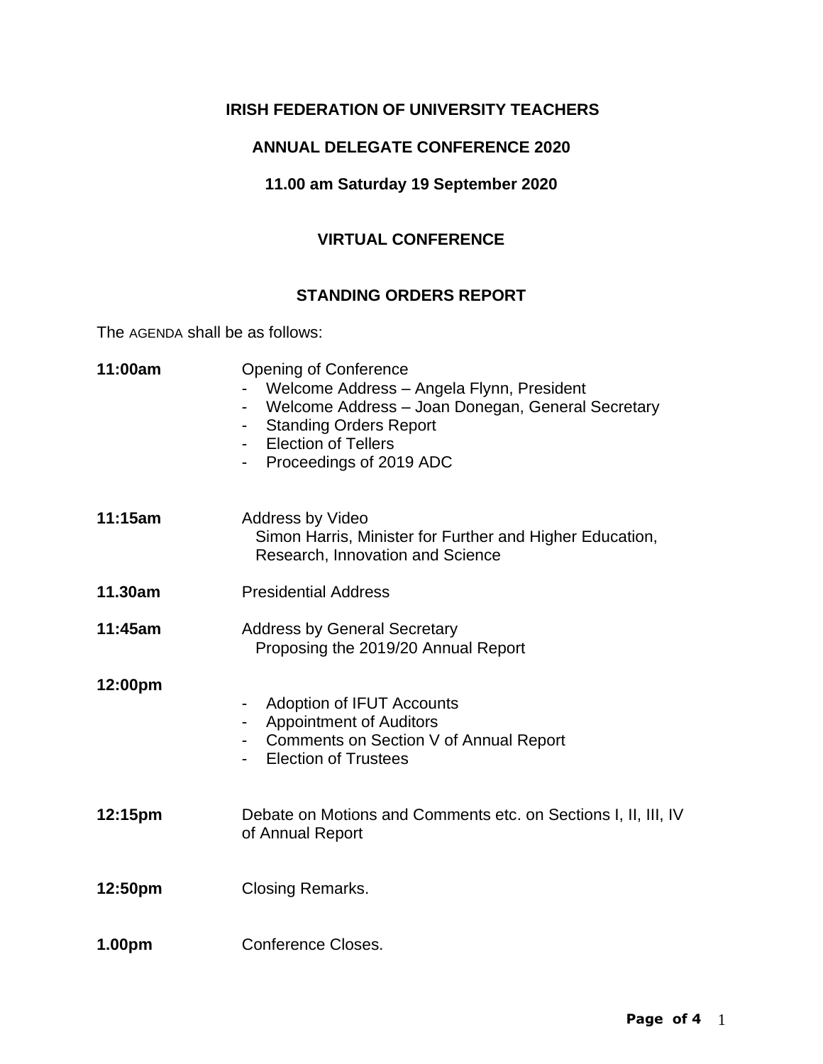**IRISH FEDERATION OF UNIVERSITY TEACHERS**

**ANNUAL DELEGATE CONFERENCE 2020**

**11.00 am Saturday 19 September 2020**

**VIRTUAL CONFERENCE**

**STANDING ORDERS REPORT**

The AGENDA shall be as follows:

| | |
|---|---|
| **11:00am** | Opening of Conference<br>- Welcome Address – Angela Flynn, President<br>- Welcome Address – Joan Donegan, General Secretary<br>- Standing Orders Report<br>- Election of Tellers<br>- Proceedings of 2019 ADC |
| **11:15am** | Address by Video<br>Simon Harris, Minister for Further and Higher Education, Research, Innovation and Science |
| **11.30am** | Presidential Address |
| **11:45am** | Address by General Secretary<br>Proposing the 2019/20 Annual Report |
| **12:00pm** | - Adoption of IFUT Accounts<br>- Appointment of Auditors<br>- Comments on Section V of Annual Report<br>- Election of Trustees |
| **12:15pm** | Debate on Motions and Comments etc. on Sections I, II, III, IV of Annual Report |
| **12:50pm** | Closing Remarks. |
| **1.00pm** | Conference Closes. |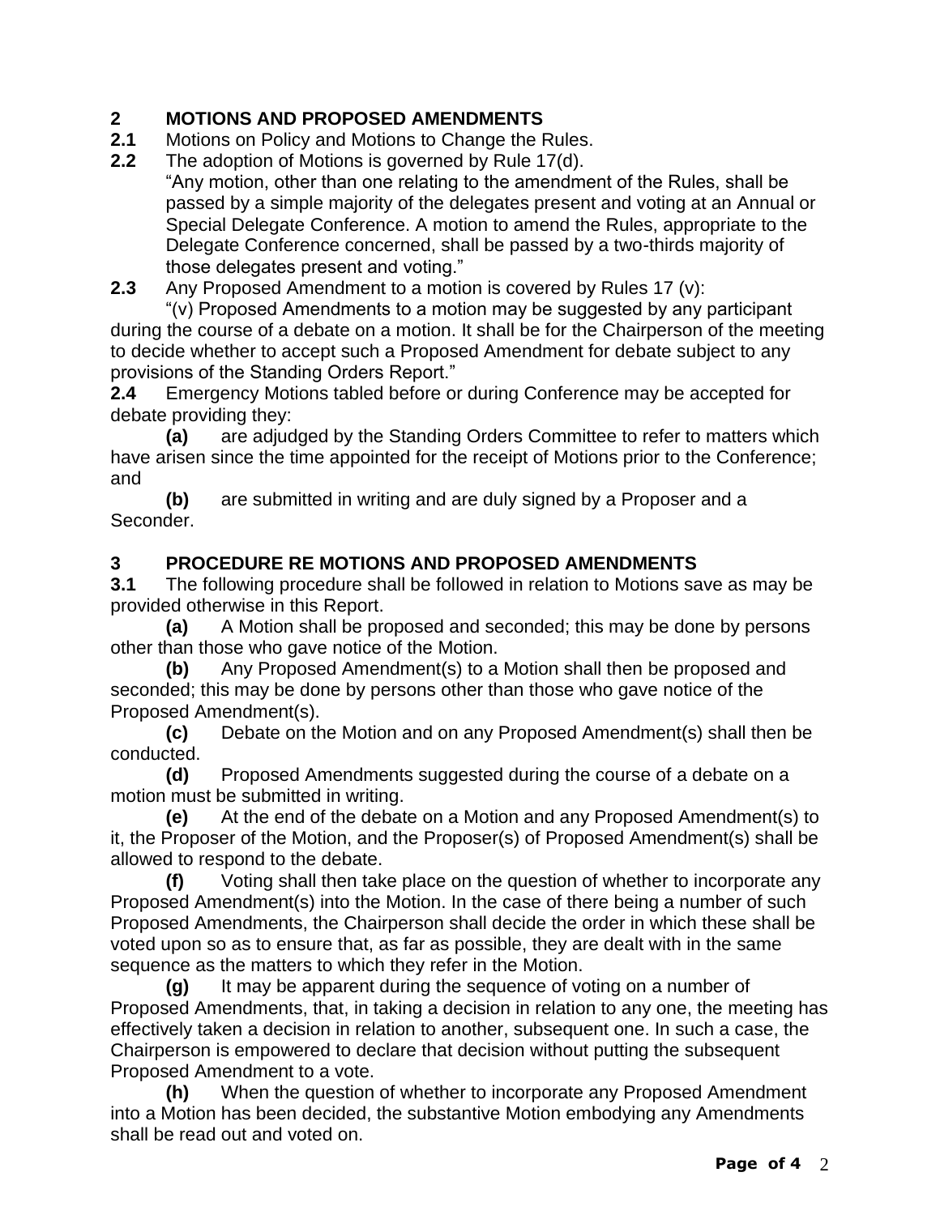## 2 MOTIONS AND PROPOSED AMENDMENTS

**2.1** Motions on Policy and Motions to Change the Rules.

**2.2** The adoption of Motions is governed by Rule 17(d).

"Any motion, other than one relating to the amendment of the Rules, shall be passed by a simple majority of the delegates present and voting at an Annual or Special Delegate Conference. A motion to amend the Rules, appropriate to the Delegate Conference concerned, shall be passed by a two-thirds majority of those delegates present and voting."

**2.3** Any Proposed Amendment to a motion is covered by Rules 17 (v):

"(v) Proposed Amendments to a motion may be suggested by any participant during the course of a debate on a motion. It shall be for the Chairperson of the meeting to decide whether to accept such a Proposed Amendment for debate subject to any provisions of the Standing Orders Report."

**2.4** Emergency Motions tabled before or during Conference may be accepted for debate providing they:

**(a)** are adjudged by the Standing Orders Committee to refer to matters which have arisen since the time appointed for the receipt of Motions prior to the Conference; and

**(b)** are submitted in writing and are duly signed by a Proposer and a Seconder.

## 3 PROCEDURE RE MOTIONS AND PROPOSED AMENDMENTS

**3.1** The following procedure shall be followed in relation to Motions save as may be provided otherwise in this Report.

**(a)** A Motion shall be proposed and seconded; this may be done by persons other than those who gave notice of the Motion.

**(b)** Any Proposed Amendment(s) to a Motion shall then be proposed and seconded; this may be done by persons other than those who gave notice of the Proposed Amendment(s).

**(c)** Debate on the Motion and on any Proposed Amendment(s) shall then be conducted.

**(d)** Proposed Amendments suggested during the course of a debate on a motion must be submitted in writing.

**(e)** At the end of the debate on a Motion and any Proposed Amendment(s) to it, the Proposer of the Motion, and the Proposer(s) of Proposed Amendment(s) shall be allowed to respond to the debate.

**(f)** Voting shall then take place on the question of whether to incorporate any Proposed Amendment(s) into the Motion. In the case of there being a number of such Proposed Amendments, the Chairperson shall decide the order in which these shall be voted upon so as to ensure that, as far as possible, they are dealt with in the same sequence as the matters to which they refer in the Motion.

**(g)** It may be apparent during the sequence of voting on a number of Proposed Amendments, that, in taking a decision in relation to any one, the meeting has effectively taken a decision in relation to another, subsequent one. In such a case, the Chairperson is empowered to declare that decision without putting the subsequent Proposed Amendment to a vote.

**(h)** When the question of whether to incorporate any Proposed Amendment into a Motion has been decided, the substantive Motion embodying any Amendments shall be read out and voted on.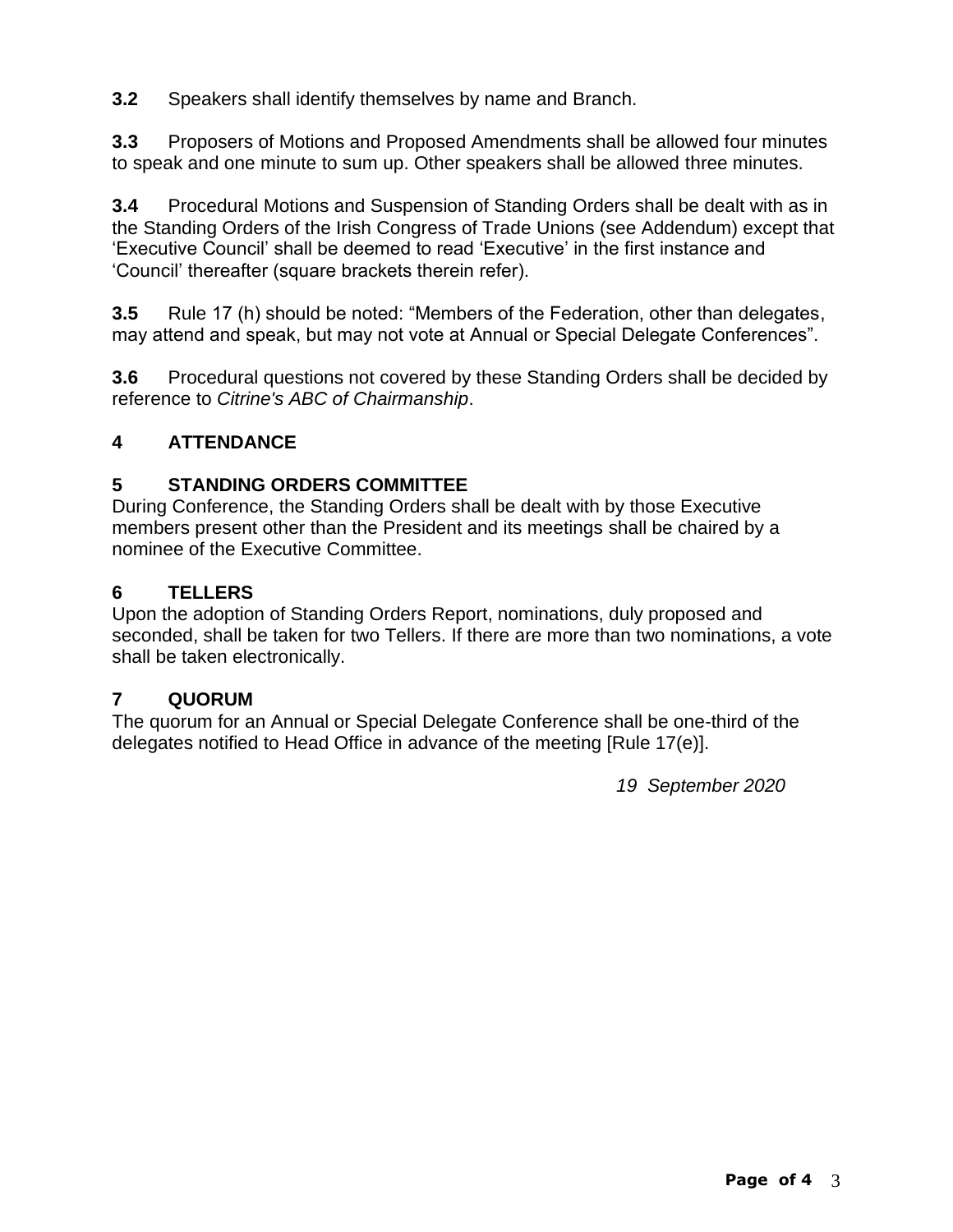**3.2** Speakers shall identify themselves by name and Branch.

**3.3** Proposers of Motions and Proposed Amendments shall be allowed four minutes to speak and one minute to sum up. Other speakers shall be allowed three minutes.

**3.4** Procedural Motions and Suspension of Standing Orders shall be dealt with as in the Standing Orders of the Irish Congress of Trade Unions (see Addendum) except that 'Executive Council' shall be deemed to read 'Executive' in the first instance and 'Council' thereafter (square brackets therein refer).

**3.5** Rule 17 (h) should be noted: "Members of the Federation, other than delegates, may attend and speak, but may not vote at Annual or Special Delegate Conferences".

**3.6** Procedural questions not covered by these Standing Orders shall be decided by reference to *Citrine's ABC of Chairmanship*.

## 4 ATTENDANCE

## 5 STANDING ORDERS COMMITTEE

During Conference, the Standing Orders shall be dealt with by those Executive members present other than the President and its meetings shall be chaired by a nominee of the Executive Committee.

## 6 TELLERS

Upon the adoption of Standing Orders Report, nominations, duly proposed and seconded, shall be taken for two Tellers. If there are more than two nominations, a vote shall be taken electronically.

## 7 QUORUM

The quorum for an Annual or Special Delegate Conference shall be one-third of the delegates notified to Head Office in advance of the meeting [Rule 17(e)].

*19 September 2020*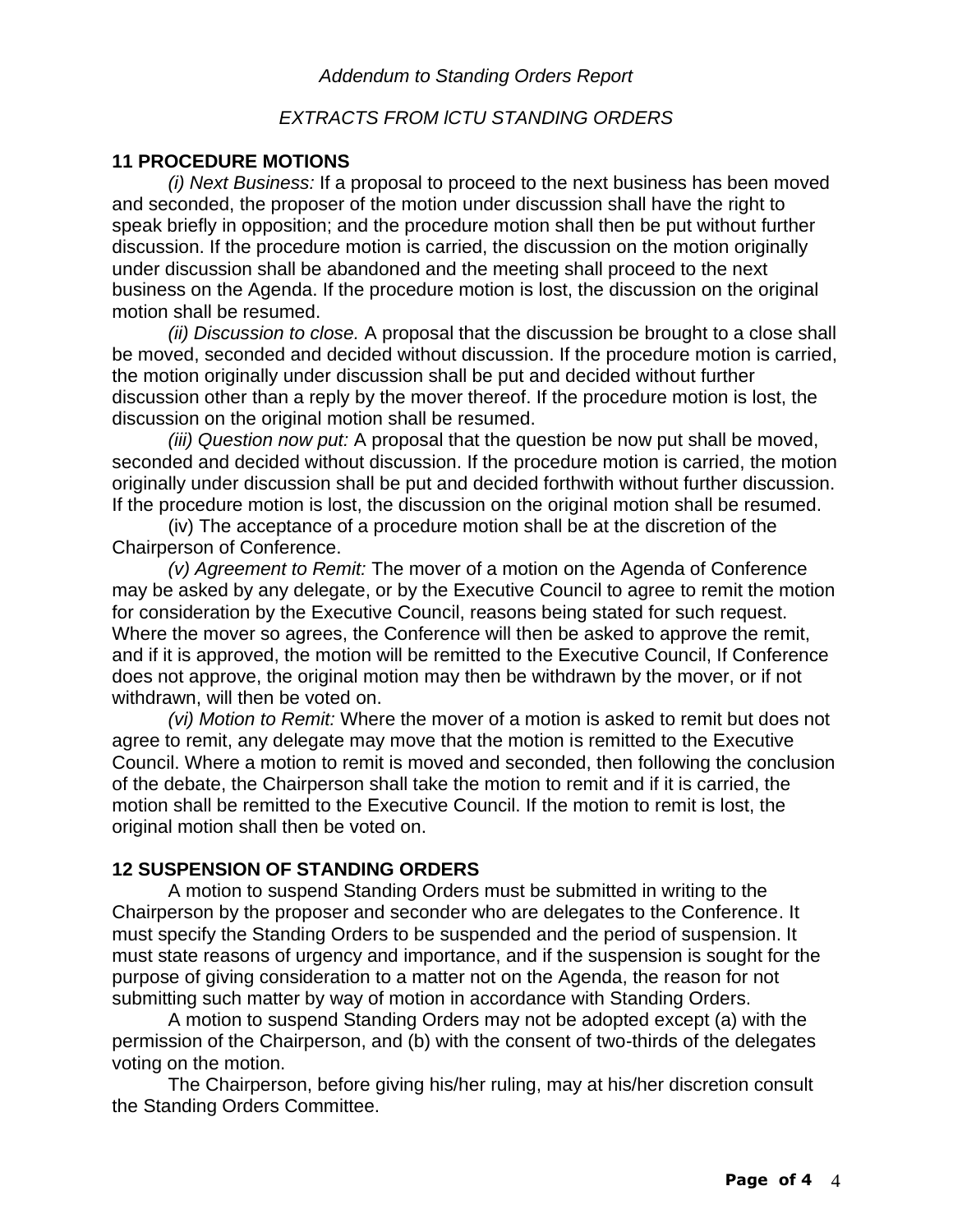*Addendum to Standing Orders Report*

*EXTRACTS FROM lCTU STANDING ORDERS*

**11 PROCEDURE MOTIONS**

*(i) Next Business:* If a proposal to proceed to the next business has been moved and seconded, the proposer of the motion under discussion shall have the right to speak briefly in opposition; and the procedure motion shall then be put without further discussion. If the procedure motion is carried, the discussion on the motion originally under discussion shall be abandoned and the meeting shall proceed to the next business on the Agenda. If the procedure motion is lost, the discussion on the original motion shall be resumed.

*(ii) Discussion to close.* A proposal that the discussion be brought to a close shall be moved, seconded and decided without discussion. If the procedure motion is carried, the motion originally under discussion shall be put and decided without further discussion other than a reply by the mover thereof. If the procedure motion is lost, the discussion on the original motion shall be resumed.

*(iii) Question now put:* A proposal that the question be now put shall be moved, seconded and decided without discussion. If the procedure motion is carried, the motion originally under discussion shall be put and decided forthwith without further discussion. If the procedure motion is lost, the discussion on the original motion shall be resumed.

(iv) The acceptance of a procedure motion shall be at the discretion of the Chairperson of Conference.

*(v) Agreement to Remit:* The mover of a motion on the Agenda of Conference may be asked by any delegate, or by the Executive Council to agree to remit the motion for consideration by the Executive Council, reasons being stated for such request. Where the mover so agrees, the Conference will then be asked to approve the remit, and if it is approved, the motion will be remitted to the Executive Council, If Conference does not approve, the original motion may then be withdrawn by the mover, or if not withdrawn, will then be voted on.

*(vi) Motion to Remit:* Where the mover of a motion is asked to remit but does not agree to remit, any delegate may move that the motion is remitted to the Executive Council. Where a motion to remit is moved and seconded, then following the conclusion of the debate, the Chairperson shall take the motion to remit and if it is carried, the motion shall be remitted to the Executive Council. If the motion to remit is lost, the original motion shall then be voted on.

**12 SUSPENSION OF STANDING ORDERS**

A motion to suspend Standing Orders must be submitted in writing to the Chairperson by the proposer and seconder who are delegates to the Conference. It must specify the Standing Orders to be suspended and the period of suspension. It must state reasons of urgency and importance, and if the suspension is sought for the purpose of giving consideration to a matter not on the Agenda, the reason for not submitting such matter by way of motion in accordance with Standing Orders.

A motion to suspend Standing Orders may not be adopted except (a) with the permission of the Chairperson, and (b) with the consent of two-thirds of the delegates voting on the motion.

The Chairperson, before giving his/her ruling, may at his/her discretion consult the Standing Orders Committee.